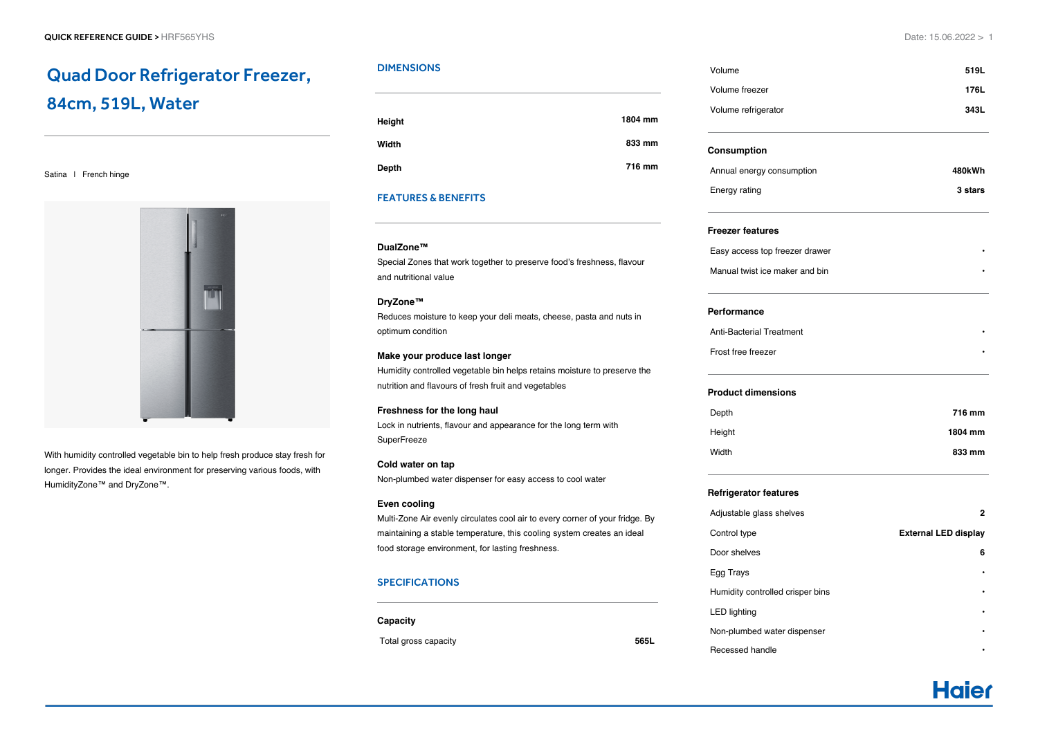# Quad Door Refrigerator Freezer, 84cm, 519L, Water

Satina | French hinge

With humidity controlled vegetable bin to help fresh produce stay fresh for longer. Provides the ideal environment for preserving various foods, with HumidityZone™ and DryZone™.

## DIMENSIONS

| | |
|---|---|
| **Height** | **1804 mm** |
| **Width** | **833 mm** |
| **Depth** | **716 mm** |

## FEATURES & BENEFITS

**DualZone™**
Special Zones that work together to preserve food's freshness, flavour and nutritional value

**DryZone™**
Reduces moisture to keep your deli meats, cheese, pasta and nuts in optimum condition

**Make your produce last longer**
Humidity controlled vegetable bin helps retains moisture to preserve the nutrition and flavours of fresh fruit and vegetables

**Freshness for the long haul**
Lock in nutrients, flavour and appearance for the long term with SuperFreeze

**Cold water on tap**
Non-plumbed water dispenser for easy access to cool water

**Even cooling**
Multi-Zone Air evenly circulates cool air to every corner of your fridge. By maintaining a stable temperature, this cooling system creates an ideal food storage environment, for lasting freshness.

## SPECIFICATIONS

### Capacity

| | |
|---|---|
| Total gross capacity | **565L** |
| Volume | **519L** |
| Volume freezer | **176L** |
| Volume refrigerator | **343L** |

### Consumption

| | |
|---|---|
| Annual energy consumption | **480kWh** |
| Energy rating | **3 stars** |

### Freezer features

| | |
|---|---|
| Easy access top freezer drawer | • |
| Manual twist ice maker and bin | • |

### Performance

| | |
|---|---|
| Anti-Bacterial Treatment | • |
| Frost free freezer | • |

### Product dimensions

| | |
|---|---|
| Depth | **716 mm** |
| Height | **1804 mm** |
| Width | **833 mm** |

### Refrigerator features

| | |
|---|---|
| Adjustable glass shelves | **2** |
| Control type | **External LED display** |
| Door shelves | **6** |
| Egg Trays | • |
| Humidity controlled crisper bins | • |
| LED lighting | • |
| Non-plumbed water dispenser | • |
| Recessed handle | • |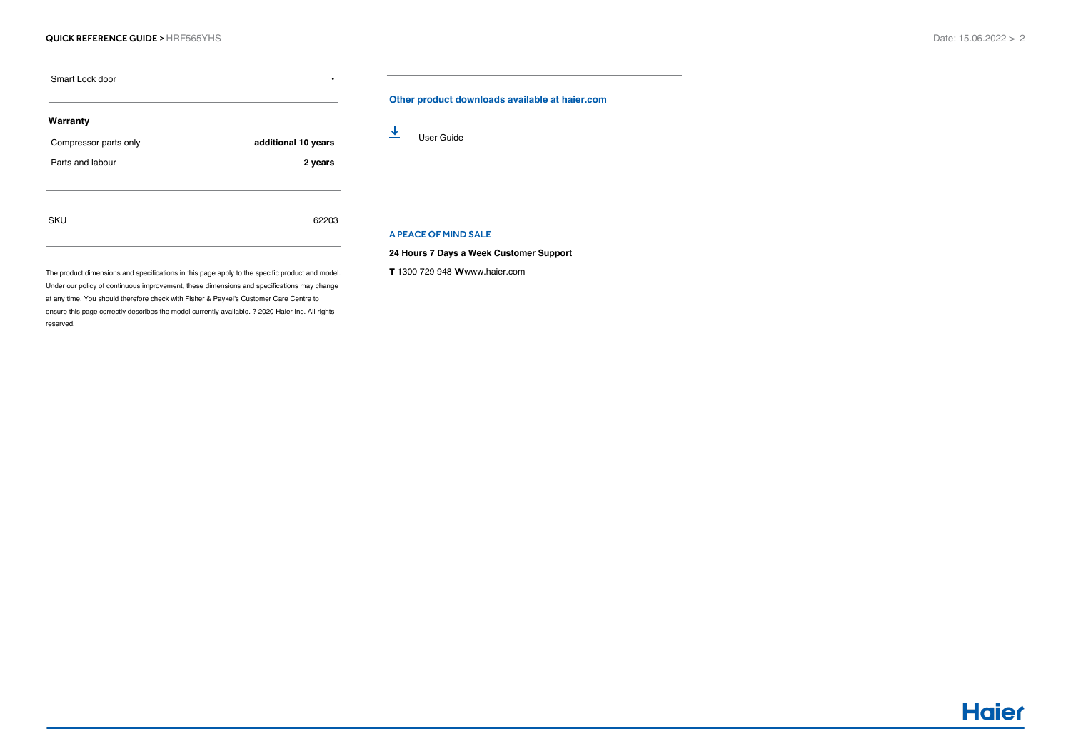| | |
|---|---|
| Smart Lock door | • |

## Warranty

| | |
|---|---|
| Compressor parts only | **additional 10 years** |
| Parts and labour | **2 years** |

| | |
|---|---|
| SKU | 62203 |

The product dimensions and specifications in this page apply to the specific product and model. Under our policy of continuous improvement, these dimensions and specifications may change at any time. You should therefore check with Fisher & Paykel's Customer Care Centre to ensure this page correctly describes the model currently available. ? 2020 Haier Inc. All rights reserved.

**Other product downloads available at haier.com**

User Guide

**A PEACE OF MIND SALE**

**24 Hours 7 Days a Week Customer Support**

**T** 1300 729 948 **W**www.haier.com